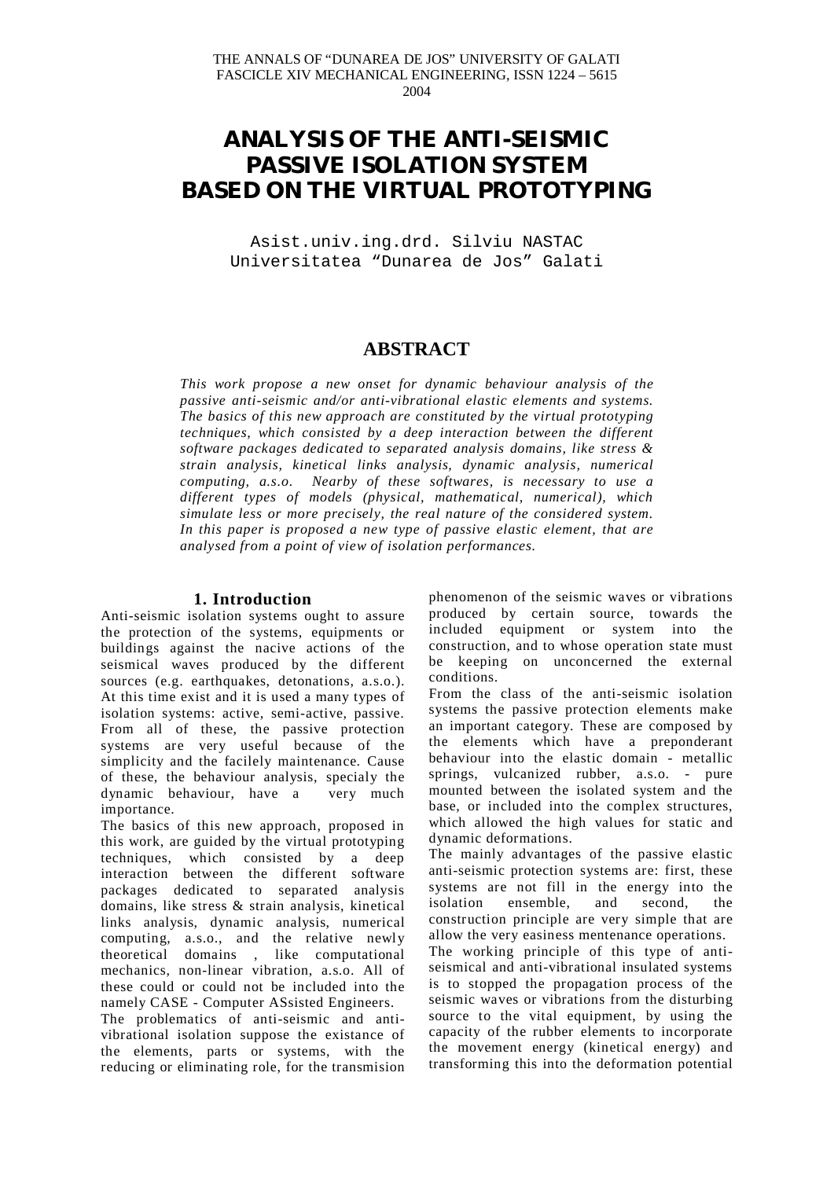THE ANNALS OF "DUNAREA DE JOS" UNIVERSITY OF GALATI
FASCICLE XIV MECHANICAL ENGINEERING, ISSN 1224 – 5615
2004

# ANALYSIS OF THE ANTI-SEISMIC PASSIVE ISOLATION SYSTEM BASED ON THE VIRTUAL PROTOTYPING

Asist.univ.ing.drd. Silviu NASTAC
Universitatea "Dunarea de Jos" Galati

## ABSTRACT

*This work propose a new onset for dynamic behaviour analysis of the passive anti-seismic and/or anti-vibrational elastic elements and systems. The basics of this new approach are constituted by the virtual prototyping techniques, which consisted by a deep interaction between the different software packages dedicated to separated analysis domains, like stress & strain analysis, kinetical links analysis, dynamic analysis, numerical computing, a.s.o. Nearby of these softwares, is necessary to use a different types of models (physical, mathematical, numerical), which simulate less or more precisely, the real nature of the considered system. In this paper is proposed a new type of passive elastic element, that are analysed from a point of view of isolation performances.*

## 1. Introduction

Anti-seismic isolation systems ought to assure the protection of the systems, equipments or buildings against the nacive actions of the seismical waves produced by the different sources (e.g. earthquakes, detonations, a.s.o.). At this time exist and it is used a many types of isolation systems: active, semi-active, passive. From all of these, the passive protection systems are very useful because of the simplicity and the facilely maintenance. Cause of these, the behaviour analysis, specialy the dynamic behaviour, have a very much importance.

The basics of this new approach, proposed in this work, are guided by the virtual prototyping techniques, which consisted by a deep interaction between the different software packages dedicated to separated analysis domains, like stress & strain analysis, kinetical links analysis, dynamic analysis, numerical computing, a.s.o., and the relative newly theoretical domains , like computational mechanics, non-linear vibration, a.s.o. All of these could or could not be included into the namely CASE - Computer ASsisted Engineers.

The problematics of anti-seismic and anti-vibrational isolation suppose the existance of the elements, parts or systems, with the reducing or eliminating role, for the transmision phenomenon of the seismic waves or vibrations produced by certain source, towards the included equipment or system into the construction, and to whose operation state must be keeping on unconcerned the external conditions.

From the class of the anti-seismic isolation systems the passive protection elements make an important category. These are composed by the elements which have a preponderant behaviour into the elastic domain - metallic springs, vulcanized rubber, a.s.o. - pure mounted between the isolated system and the base, or included into the complex structures, which allowed the high values for static and dynamic deformations.

The mainly advantages of the passive elastic anti-seismic protection systems are: first, these systems are not fill in the energy into the isolation ensemble, and second, the construction principle are very simple that are allow the very easiness mentenance operations.

The working principle of this type of anti-seismical and anti-vibrational insulated systems is to stopped the propagation process of the seismic waves or vibrations from the disturbing source to the vital equipment, by using the capacity of the rubber elements to incorporate the movement energy (kinetical energy) and transforming this into the deformation potential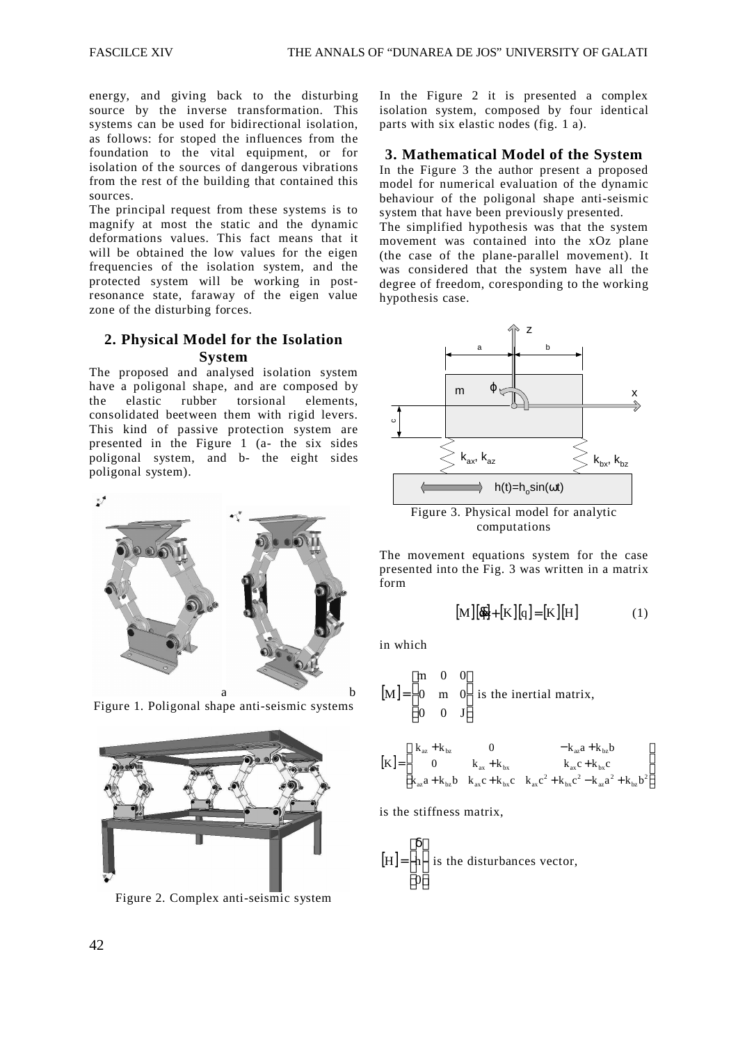energy, and giving back to the disturbing source by the inverse transformation. This systems can be used for bidirectional isolation, as follows: for stoped the influences from the foundation to the vital equipment, or for isolation of the sources of dangerous vibrations from the rest of the building that contained this sources.

The principal request from these systems is to magnify at most the static and the dynamic deformations values. This fact means that it will be obtained the low values for the eigen frequencies of the isolation system, and the protected system will be working in post-resonance state, faraway of the eigen value zone of the disturbing forces.

## 2. Physical Model for the Isolation System

The proposed and analysed isolation system have a poligonal shape, and are composed by the elastic rubber torsional elements, consolidated beetween them with rigid levers. This kind of passive protection system are presented in the Figure 1 (a- the six sides poligonal system, and b- the eight sides poligonal system).

a b

Figure 1. Poligonal shape anti-seismic systems

Figure 2. Complex anti-seismic system

In the Figure 2 it is presented a complex isolation system, composed by four identical parts with six elastic nodes (fig. 1 a).

## 3. Mathematical Model of the System

In the Figure 3 the author present a proposed model for numerical evaluation of the dynamic behaviour of the poligonal shape anti-seismic system that have been previously presented.

The simplified hypothesis was that the system movement was contained into the xOz plane (the case of the plane-parallel movement). It was considered that the system have all the degree of freedom, coresponding to the working hypothesis case.

Figure 3. Physical model for analytic computations

The movement equations system for the case presented into the Fig. 3 was written in a matrix form

$$[M][\ddot{q}]+[K][q]=[K][H] \qquad (1)$$

in which

$$[M]=\begin{bmatrix} m & 0 & 0 \\ 0 & m & 0 \\ 0 & 0 & J \end{bmatrix}$$ is the inertial matrix,

$$[K]=\begin{bmatrix} k_{az}+k_{bz} & 0 & -k_{az}a+k_{bz}b \\ 0 & k_{ax}+k_{bx} & k_{ax}c+k_{bx}c \\ -k_{az}a+k_{bz}b & k_{ax}c+k_{bx}c & k_{ax}c^2+k_{bx}c^2-k_{az}a^2+k_{bz}b^2 \end{bmatrix}$$

is the stiffness matrix,

$$[H]=\begin{bmatrix} 0 \\ h \\ 0 \end{bmatrix}$$ is the disturbances vector,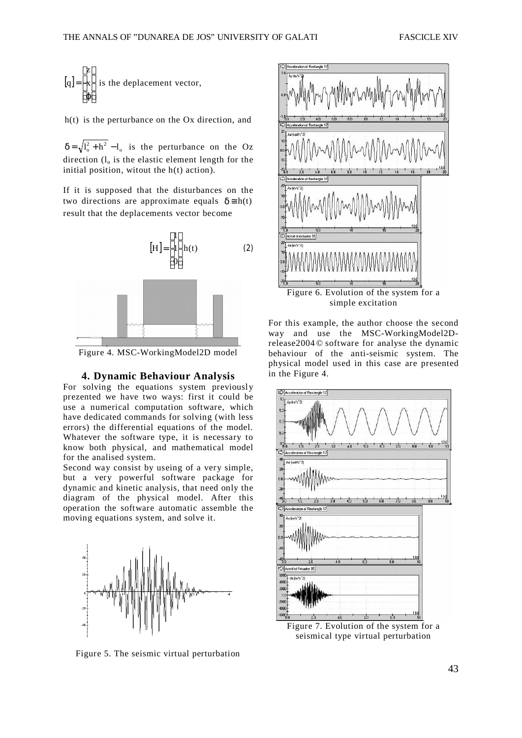$$[q] = \begin{bmatrix} z \\ x \\ \varphi \end{bmatrix}$$ is the deplacement vector,

$h(t)$ is the perturbance on the Ox direction, and

$\delta = \sqrt{l_o^2 + h^2} - l_o$ is the perturbance on the Oz direction ($l_o$ is the elastic element length for the initial position, witout the $h(t)$ action).

If it is supposed that the disturbances on the two directions are approximate equals $\delta \cong h(t)$ result that the deplacements vector become

$$[H] = \begin{bmatrix} 1 \\ 1 \\ 0 \end{bmatrix} h(t) \qquad (2)$$

Figure 4. MSC-WorkingModel2D model

## 4. Dynamic Behaviour Analysis

For solving the equations system previously prezented we have two ways: first it could be use a numerical computation software, which have dedicated commands for solving (with less errors) the differential equations of the model. Whatever the software type, it is necessary to know both physical, and mathematical model for the analised system.

Second way consist by useing of a very simple, but a very powerful software package for dynamic and kinetic analysis, that need only the diagram of the physical model. After this operation the software automatic assemble the moving equations system, and solve it.

Figure 5. The seismic virtual perturbation

Figure 6. Evolution of the system for a simple excitation

For this example, the author choose the second way and use the MSC-WorkingModel2D-release2004© software for analyse the dynamic behaviour of the anti-seismic system. The physical model used in this case are presented in the Figure 4.

Figure 7. Evolution of the system for a seismical type virtual perturbation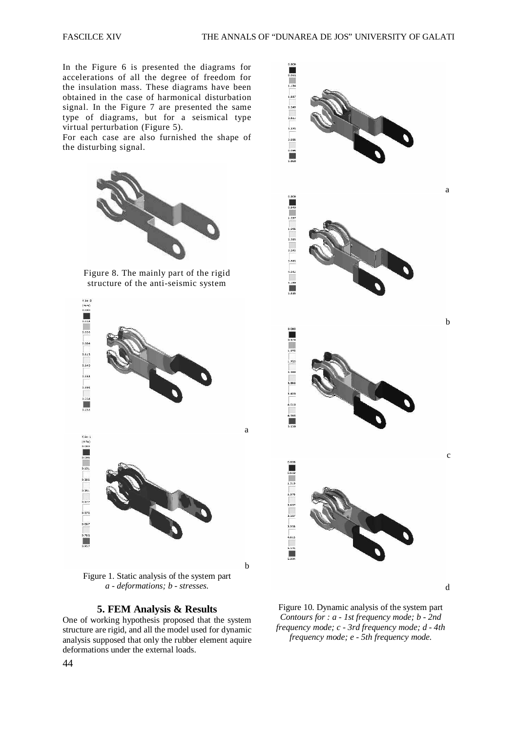In the Figure 6 is presented the diagrams for accelerations of all the degree of freedom for the insulation mass. These diagrams have been obtained in the case of harmonical disturbation signal. In the Figure 7 are presented the same type of diagrams, but for a seismical type virtual perturbation (Figure 5).

For each case are also furnished the shape of the disturbing signal.

Figure 8. The mainly part of the rigid structure of the anti-seismic system

Figure 1. Static analysis of the system part
*a - deformations; b - stresses.*

## 5. FEM Analysis & Results

One of working hypothesis proposed that the system structure are rigid, and all the model used for dynamic analysis supposed that only the rubber element aquire deformations under the external loads.

Figure 10. Dynamic analysis of the system part
*Contours for : a - 1st frequency mode; b - 2nd frequency mode; c - 3rd frequency mode; d - 4th frequency mode; e - 5th frequency mode.*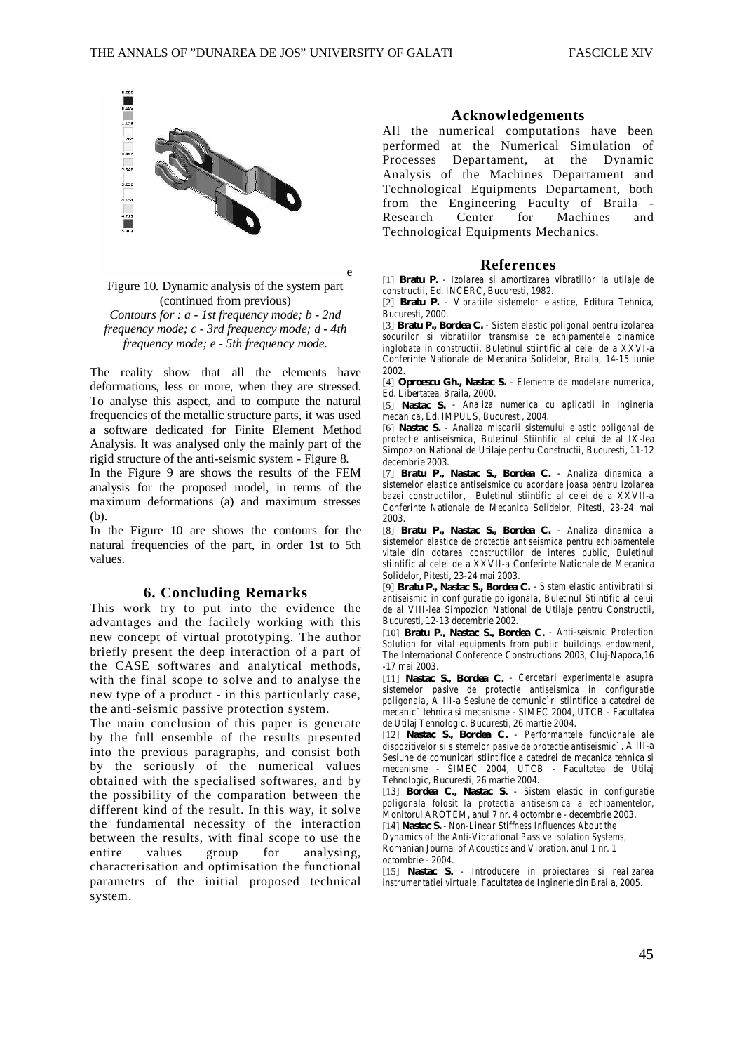Figure 10. Dynamic analysis of the system part (continued from previous)

*Contours for : a - 1st frequency mode; b - 2nd frequency mode; c - 3rd frequency mode; d - 4th frequency mode; e - 5th frequency mode.*

The reality show that all the elements have deformations, less or more, when they are stressed. To analyse this aspect, and to compute the natural frequencies of the metallic structure parts, it was used a software dedicated for Finite Element Method Analysis. It was analysed only the mainly part of the rigid structure of the anti-seismic system - Figure 8.

In the Figure 9 are shows the results of the FEM analysis for the proposed model, in terms of the maximum deformations (a) and maximum stresses (b).

In the Figure 10 are shows the contours for the natural frequencies of the part, in order 1st to 5th values.

## 6. Concluding Remarks

This work try to put into the evidence the advantages and the facilely working with this new concept of virtual prototyping. The author briefly present the deep interaction of a part of the CASE softwares and analytical methods, with the final scope to solve and to analyse the new type of a product - in this particularly case, the anti-seismic passive protection system.

The main conclusion of this paper is generate by the full ensemble of the results presented into the previous paragraphs, and consist both by the seriously of the numerical values obtained with the specialised softwares, and by the possibility of the comparation between the different kind of the result. In this way, it solve the fundamental necessity of the interaction between the results, with final scope to use the entire values group for analysing, characterisation and optimisation the functional parametrs of the initial proposed technical system.

## Acknowledgements

All the numerical computations have been performed at the Numerical Simulation of Processes Departament, at the Dynamic Analysis of the Machines Departament and Technological Equipments Departament, both from the Engineering Faculty of Braila - Research Center for Machines and Technological Equipments Mechanics.

## References

[1] **Bratu P.** - *Izolarea si amortizarea vibratiilor la utilaje de constructii*, Ed. INCERC, Bucuresti, 1982.

[2] **Bratu P.** - *Vibratiile sistemelor elastice*, Editura Tehnica, Bucuresti, 2000.

[3] **Bratu P., Bordea C.** - *Sistem elastic poligonal pentru izolarea socurilor si vibratiilor transmise de echipamentele dinamice inglobate in constructii*, Buletinul stiintific al celei de a XXVI-a Conferinte Nationale de Mecanica Solidelor, Braila, 14-15 iunie 2002.

[4] **Oproescu Gh., Nastac S.** - *Elemente de modelare numerica*, Ed. Libertatea, Braila, 2000.

[5] **Nastac S.** - *Analiza numerica cu aplicatii in ingineria mecanica*, Ed. IMPULS, Bucuresti, 2004.

[6] **Nastac S.** - *Analiza miscarii sistemului elastic poligonal de protectie antiseismica*, Buletinul Stiintific al celui de al IX-lea Simpozion National de Utilaje pentru Constructii, Bucuresti, 11-12 decembrie 2003.

[7] **Bratu P., Nastac S., Bordea C.** - *Analiza dinamica a sistemelor elastice antiseismice cu acordare joasa pentru izolarea bazei constructiilor*, Buletinul stiintific al celei de a XXVII-a Conferinte Nationale de Mecanica Solidelor, Pitesti, 23-24 mai 2003.

[8] **Bratu P., Nastac S., Bordea C.** - *Analiza dinamica a sistemelor elastice de protectie antiseismica pentru echipamentele vitale din dotarea constructiilor de interes public*, Buletinul stiintific al celei de a XXVII-a Conferinte Nationale de Mecanica Solidelor, Pitesti, 23-24 mai 2003.

[9] **Bratu P., Nastac S., Bordea C.** - *Sistem elastic antivibratil si antiseismic in configuratie poligonala*, Buletinul Stiintific al celui de al VIII-lea Simpozion National de Utilaje pentru Constructii, Bucuresti, 12-13 decembrie 2002.

[10] **Bratu P., Nastac S., Bordea C.** - *Anti-seismic Protection Solution for vital equipments from public buildings endowment*, The International Conference Constructions 2003, Cluj-Napoca,16 -17 mai 2003.

[11] **Nastac S., Bordea C.** - *Cercetari experimentale asupra sistemelor pasive de protectie antiseismica in configuratie poligonala*, A III-a Sesiune de comunic`ri stiintifice a catedrei de mecanic` tehnica si mecanisme - SIMEC 2004, UTCB - Facultatea de Utilaj Tehnologic, Bucuresti, 26 martie 2004.

[12] **Nastac S., Bordea C.** - *Performantele func\ionale ale dispozitivelor si sistemelor pasive de protectie antiseismic`*, A III-a Sesiune de comunicari stiintifice a catedrei de mecanica tehnica si mecanisme - SIMEC 2004, UTCB - Facultatea de Utilaj Tehnologic, Bucuresti, 26 martie 2004.

[13] **Bordea C., Nastac S.** - *Sistem elastic in configuratie poligonala folosit la protectia antiseismica a echipamentelor*, Monitorul AROTEM, anul 7 nr. 4 octombrie - decembrie 2003.

[14] **Nastac S.** - *Non-Linear Stiffness Influences About the Dynamics of the Anti-Vibrational Passive Isolation Systems*, Romanian Journal of Acoustics and Vibration, anul 1 nr. 1 octombrie - 2004.

[15] **Nastac S.** - *Introducere in proiectarea si realizarea instrumentatiei virtuale*, Facultatea de Inginerie din Braila, 2005.